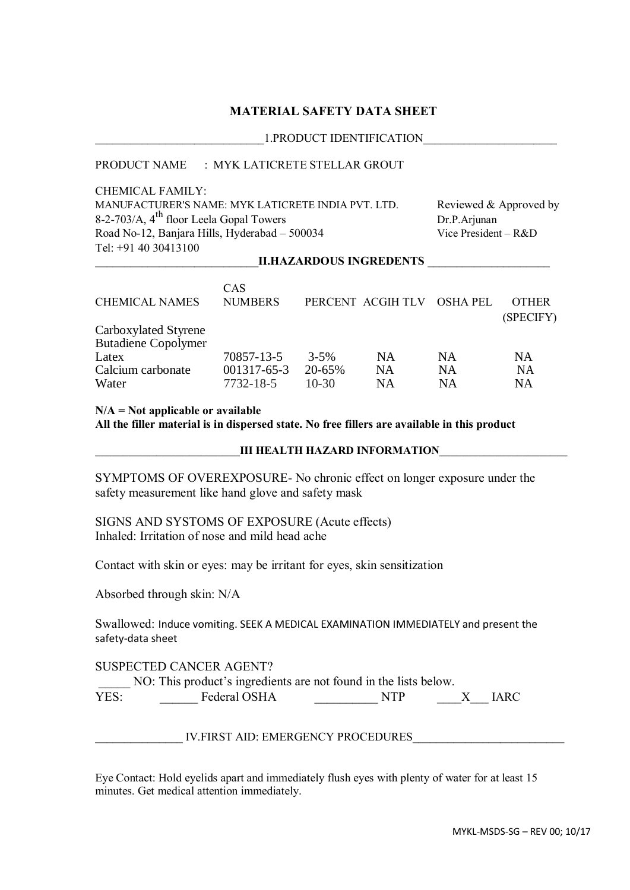# MATERIAL SAFETY DATA SHEET

## 1.PRODUCT IDENTIFICATION

PRODUCT NAME : MYK LATICRETE STELLAR GROUT

CHEMICAL FAMILY:

MANUFACTURER'S NAME: MYK LATICRETE INDIA PVT. LTD.
8-2-703/A, 4th floor Leela Gopal Towers
Road No-12, Banjara Hills, Hyderabad – 500034
Tel: +91 40 30413100

Reviewed & Approved by
Dr.P.Arjunan
Vice President – R&D

## II.HAZARDOUS INGREDIENTS

| CHEMICAL NAMES | CAS NUMBERS | PERCENT | ACGIH TLV | OSHA PEL | OTHER (SPECIFY) |
|---|---|---|---|---|---|
| Carboxylated Styrene Butadiene Copolymer Latex | 70857-13-5 | 3-5% | NA | NA | NA |
| Calcium carbonate | 001317-65-3 | 20-65% | NA | NA | NA |
| Water | 7732-18-5 | 10-30 | NA | NA | NA |

**N/A = Not applicable or available**
**All the filler material is in dispersed state. No free fillers are available in this product**

## III HEALTH HAZARD INFORMATION

SYMPTOMS OF OVEREXPOSURE- No chronic effect on longer exposure under the safety measurement like hand glove and safety mask

SIGNS AND SYSTOMS OF EXPOSURE (Acute effects)
Inhaled: Irritation of nose and mild head ache

Contact with skin or eyes: may be irritant for eyes, skin sensitization

Absorbed through skin: N/A

Swallowed: Induce vomiting. SEEK A MEDICAL EXAMINATION IMMEDIATELY and present the safety-data sheet

SUSPECTED CANCER AGENT?
_____ NO: This product's ingredients are not found in the lists below.
YES: ______ Federal OSHA __________ NTP ____X___ IARC

## IV.FIRST AID: EMERGENCY PROCEDURES

Eye Contact: Hold eyelids apart and immediately flush eyes with plenty of water for at least 15 minutes. Get medical attention immediately.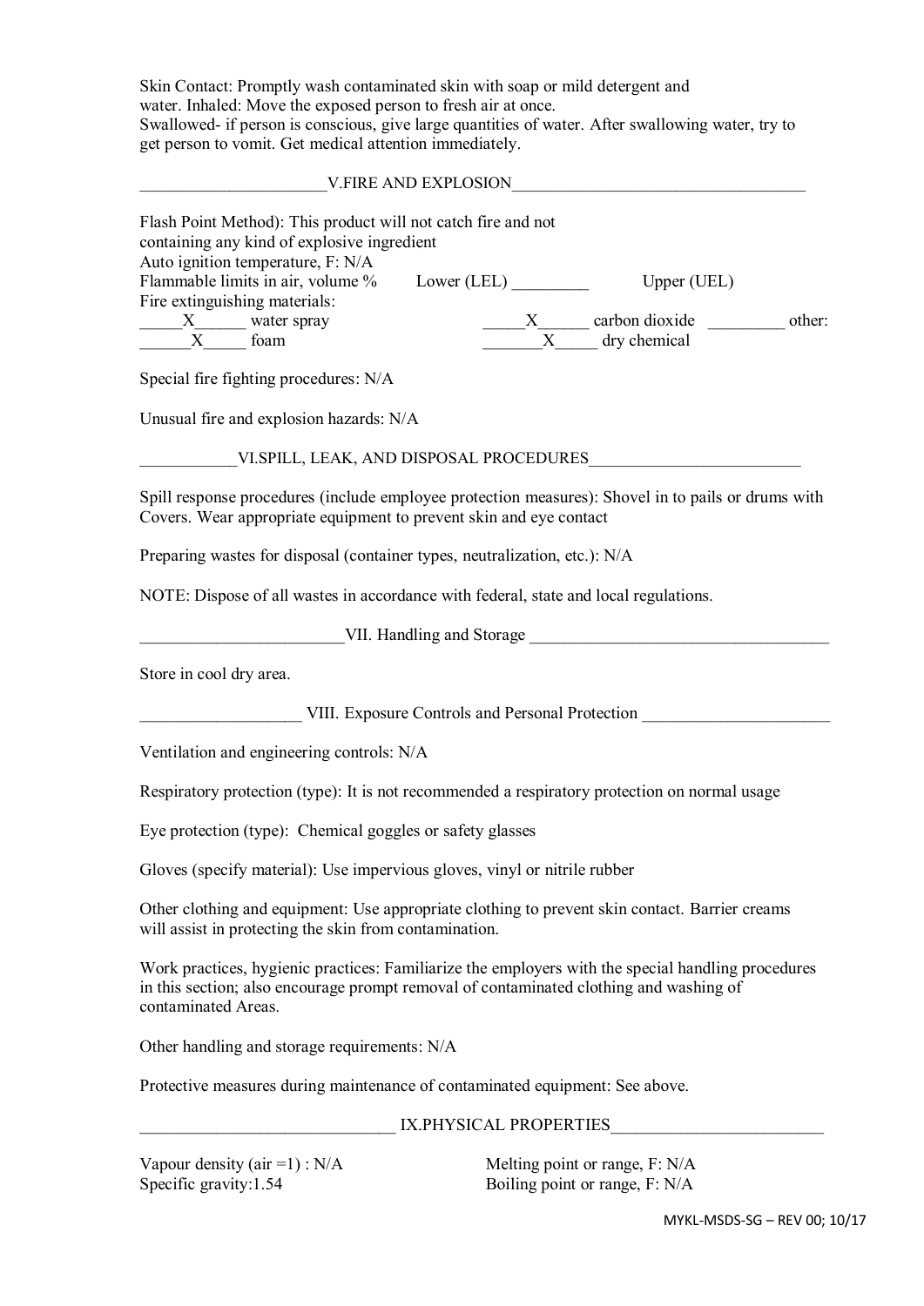Skin Contact: Promptly wash contaminated skin with soap or mild detergent and water. Inhaled: Move the exposed person to fresh air at once.
Swallowed- if person is conscious, give large quantities of water. After swallowing water, try to get person to vomit. Get medical attention immediately.

## V.FIRE AND EXPLOSION

Flash Point Method): This product will not catch fire and not containing any kind of explosive ingredient
Auto ignition temperature, F: N/A
Flammable limits in air, volume % Lower (LEL) _________ Upper (UEL)
Fire extinguishing materials:

_____X______ water spray _____X______ carbon dioxide _________ other:
______X_____ foam _______X_____ dry chemical

Special fire fighting procedures: N/A

Unusual fire and explosion hazards: N/A

## VI.SPILL, LEAK, AND DISPOSAL PROCEDURES

Spill response procedures (include employee protection measures): Shovel in to pails or drums with Covers. Wear appropriate equipment to prevent skin and eye contact

Preparing wastes for disposal (container types, neutralization, etc.): N/A

NOTE: Dispose of all wastes in accordance with federal, state and local regulations.

## VII. Handling and Storage

Store in cool dry area.

## VIII. Exposure Controls and Personal Protection

Ventilation and engineering controls: N/A

Respiratory protection (type): It is not recommended a respiratory protection on normal usage

Eye protection (type): Chemical goggles or safety glasses

Gloves (specify material): Use impervious gloves, vinyl or nitrile rubber

Other clothing and equipment: Use appropriate clothing to prevent skin contact. Barrier creams will assist in protecting the skin from contamination.

Work practices, hygienic practices: Familiarize the employers with the special handling procedures in this section; also encourage prompt removal of contaminated clothing and washing of contaminated Areas.

Other handling and storage requirements: N/A

Protective measures during maintenance of contaminated equipment: See above.

## IX.PHYSICAL PROPERTIES

Vapour density (air =1) : N/A
Specific gravity:1.54
Melting point or range, F: N/A
Boiling point or range, F: N/A

MYKL-MSDS-SG – REV 00; 10/17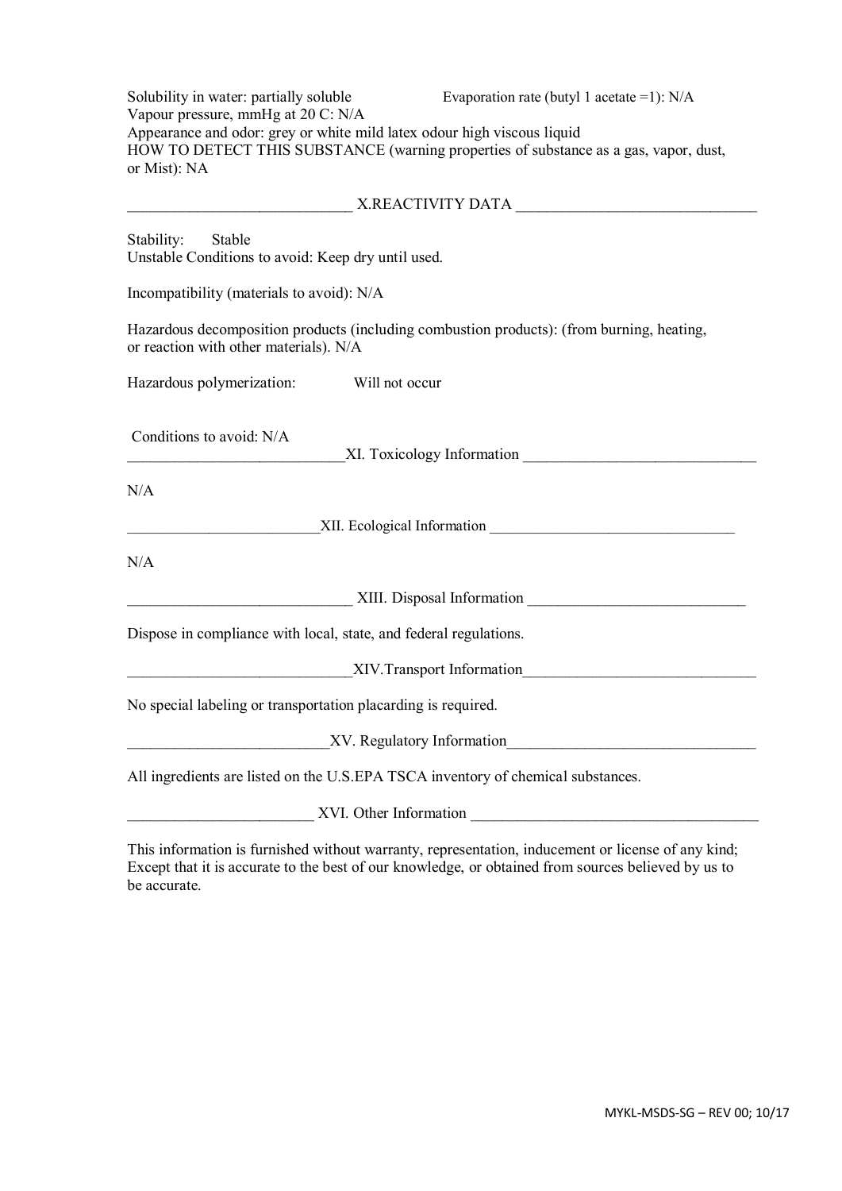Solubility in water: partially soluble Evaporation rate (butyl 1 acetate =1): N/A
Vapour pressure, mmHg at 20 C: N/A
Appearance and odor: grey or white mild latex odour high viscous liquid
HOW TO DETECT THIS SUBSTANCE (warning properties of substance as a gas, vapor, dust, or Mist): NA

## X.REACTIVITY DATA

Stability: Stable
Unstable Conditions to avoid: Keep dry until used.

Incompatibility (materials to avoid): N/A

Hazardous decomposition products (including combustion products): (from burning, heating, or reaction with other materials). N/A

Hazardous polymerization: Will not occur

Conditions to avoid: N/A

## XI. Toxicology Information

N/A

## XII. Ecological Information

N/A

## XIII. Disposal Information

Dispose in compliance with local, state, and federal regulations.

## XIV.Transport Information

No special labeling or transportation placarding is required.

## XV. Regulatory Information

All ingredients are listed on the U.S.EPA TSCA inventory of chemical substances.

## XVI. Other Information

This information is furnished without warranty, representation, inducement or license of any kind; Except that it is accurate to the best of our knowledge, or obtained from sources believed by us to be accurate.